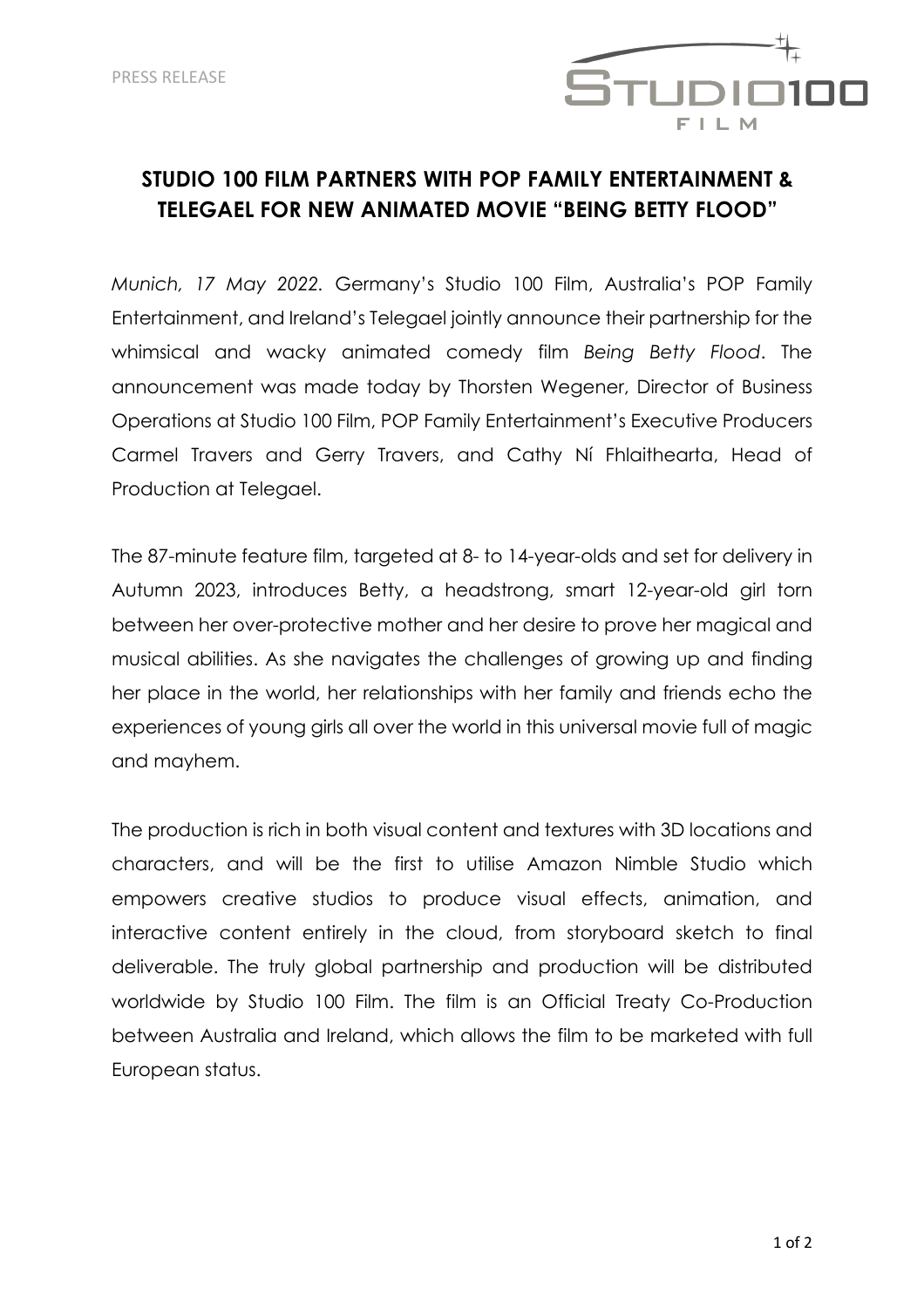PRESS RELEASE

# STUDIO 100 FILM PARTNERS WITH POP FAMILY ENTERTAINMENT & TELEGAEL FOR NEW ANIMATED MOVIE "BEING BETTY FLOOD"

*Munich, 17 May 2022.* Germany's Studio 100 Film, Australia's POP Family Entertainment, and Ireland's Telegael jointly announce their partnership for the whimsical and wacky animated comedy film *Being Betty Flood*. The announcement was made today by Thorsten Wegener, Director of Business Operations at Studio 100 Film, POP Family Entertainment's Executive Producers Carmel Travers and Gerry Travers, and Cathy Ní Fhlaithearta, Head of Production at Telegael.

The 87-minute feature film, targeted at 8- to 14-year-olds and set for delivery in Autumn 2023, introduces Betty, a headstrong, smart 12-year-old girl torn between her over-protective mother and her desire to prove her magical and musical abilities. As she navigates the challenges of growing up and finding her place in the world, her relationships with her family and friends echo the experiences of young girls all over the world in this universal movie full of magic and mayhem.

The production is rich in both visual content and textures with 3D locations and characters, and will be the first to utilise Amazon Nimble Studio which empowers creative studios to produce visual effects, animation, and interactive content entirely in the cloud, from storyboard sketch to final deliverable. The truly global partnership and production will be distributed worldwide by Studio 100 Film. The film is an Official Treaty Co-Production between Australia and Ireland, which allows the film to be marketed with full European status.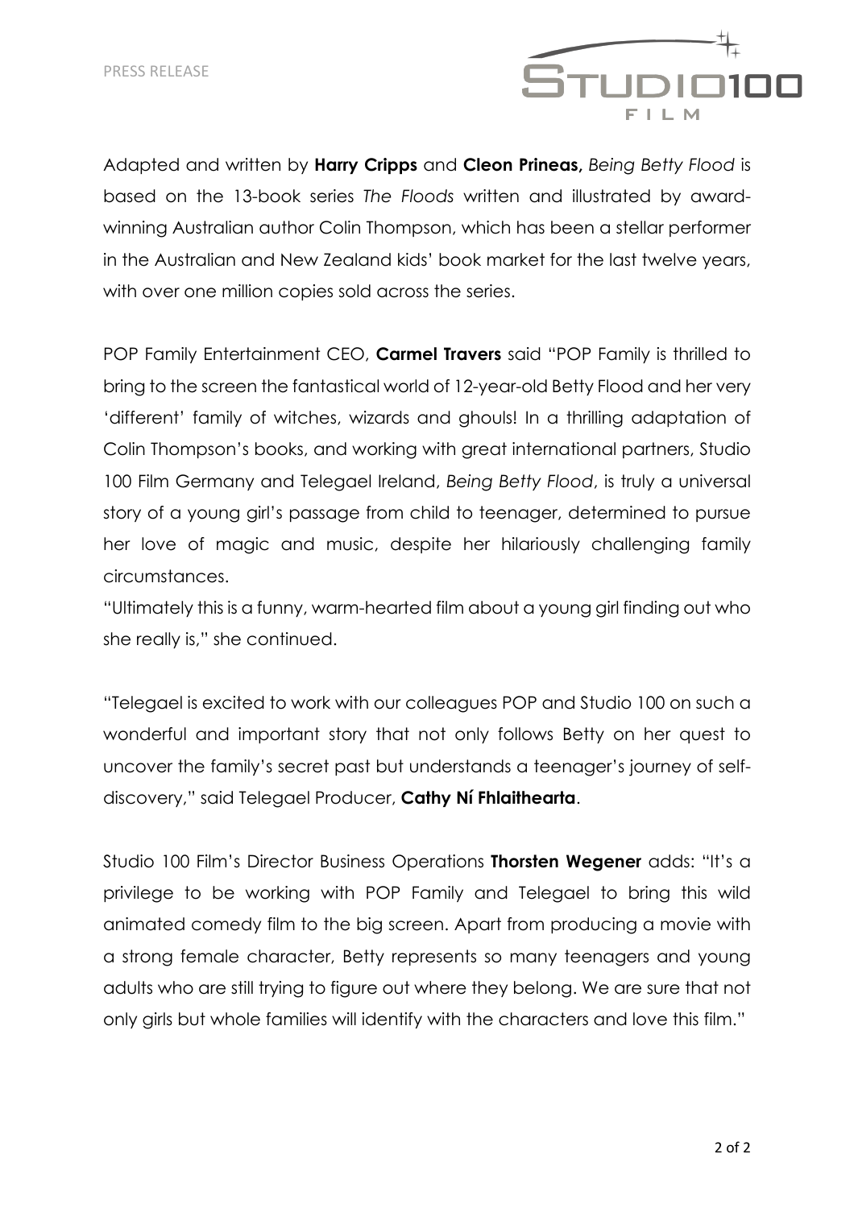Adapted and written by **Harry Cripps** and **Cleon Prineas,** *Being Betty Flood* is based on the 13-book series *The Floods* written and illustrated by award-winning Australian author Colin Thompson, which has been a stellar performer in the Australian and New Zealand kids' book market for the last twelve years, with over one million copies sold across the series.

POP Family Entertainment CEO, **Carmel Travers** said "POP Family is thrilled to bring to the screen the fantastical world of 12-year-old Betty Flood and her very 'different' family of witches, wizards and ghouls! In a thrilling adaptation of Colin Thompson's books, and working with great international partners, Studio 100 Film Germany and Telegael Ireland, *Being Betty Flood*, is truly a universal story of a young girl's passage from child to teenager, determined to pursue her love of magic and music, despite her hilariously challenging family circumstances.
"Ultimately this is a funny, warm-hearted film about a young girl finding out who she really is," she continued.

"Telegael is excited to work with our colleagues POP and Studio 100 on such a wonderful and important story that not only follows Betty on her quest to uncover the family's secret past but understands a teenager's journey of self-discovery," said Telegael Producer, **Cathy Ní Fhlaithearta**.

Studio 100 Film's Director Business Operations **Thorsten Wegener** adds: "It's a privilege to be working with POP Family and Telegael to bring this wild animated comedy film to the big screen. Apart from producing a movie with a strong female character, Betty represents so many teenagers and young adults who are still trying to figure out where they belong. We are sure that not only girls but whole families will identify with the characters and love this film."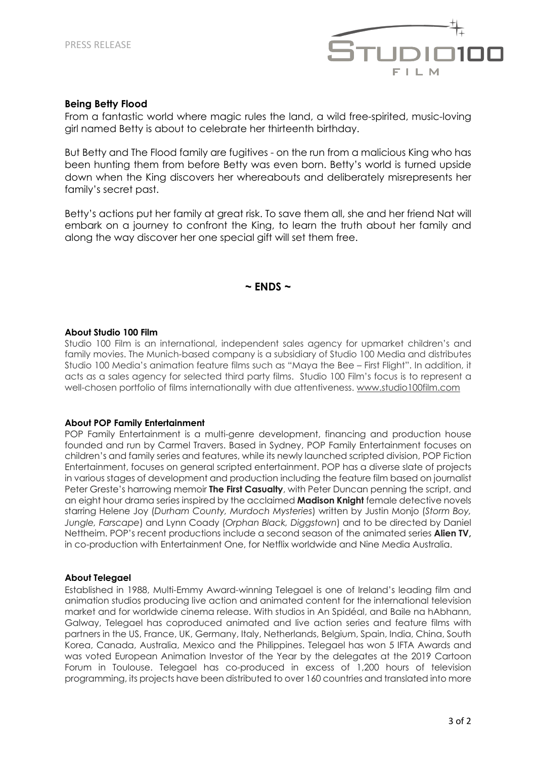PRESS RELEASE

### Being Betty Flood

From a fantastic world where magic rules the land, a wild free-spirited, music-loving girl named Betty is about to celebrate her thirteenth birthday.

But Betty and The Flood family are fugitives - on the run from a malicious King who has been hunting them from before Betty was even born. Betty's world is turned upside down when the King discovers her whereabouts and deliberately misrepresents her family's secret past.

Betty's actions put her family at great risk. To save them all, she and her friend Nat will embark on a journey to confront the King, to learn the truth about her family and along the way discover her one special gift will set them free.

**~ ENDS ~**

#### About Studio 100 Film

Studio 100 Film is an international, independent sales agency for upmarket children's and family movies. The Munich-based company is a subsidiary of Studio 100 Media and distributes Studio 100 Media's animation feature films such as "Maya the Bee – First Flight". In addition, it acts as a sales agency for selected third party films. Studio 100 Film's focus is to represent a well-chosen portfolio of films internationally with due attentiveness. www.studio100film.com

#### About POP Family Entertainment

POP Family Entertainment is a multi-genre development, financing and production house founded and run by Carmel Travers. Based in Sydney, POP Family Entertainment focuses on children's and family series and features, while its newly launched scripted division, POP Fiction Entertainment, focuses on general scripted entertainment. POP has a diverse slate of projects in various stages of development and production including the feature film based on journalist Peter Greste's harrowing memoir **The First Casualty**, with Peter Duncan penning the script, and an eight hour drama series inspired by the acclaimed **Madison Knight** female detective novels starring Helene Joy (*Durham County, Murdoch Mysteries*) written by Justin Monjo (*Storm Boy, Jungle, Farscape*) and Lynn Coady (*Orphan Black, Diggstown*) and to be directed by Daniel Nettheim. POP's recent productions include a second season of the animated series **Alien TV,** in co-production with Entertainment One, for Netflix worldwide and Nine Media Australia.

#### About Telegael

Established in 1988, Multi-Emmy Award-winning Telegael is one of Ireland's leading film and animation studios producing live action and animated content for the international television market and for worldwide cinema release. With studios in An Spidéal, and Baile na hAbhann, Galway, Telegael has coproduced animated and live action series and feature films with partners in the US, France, UK, Germany, Italy, Netherlands, Belgium, Spain, India, China, South Korea, Canada, Australia, Mexico and the Philippines. Telegael has won 5 IFTA Awards and was voted European Animation Investor of the Year by the delegates at the 2019 Cartoon Forum in Toulouse. Telegael has co-produced in excess of 1,200 hours of television programming, its projects have been distributed to over 160 countries and translated into more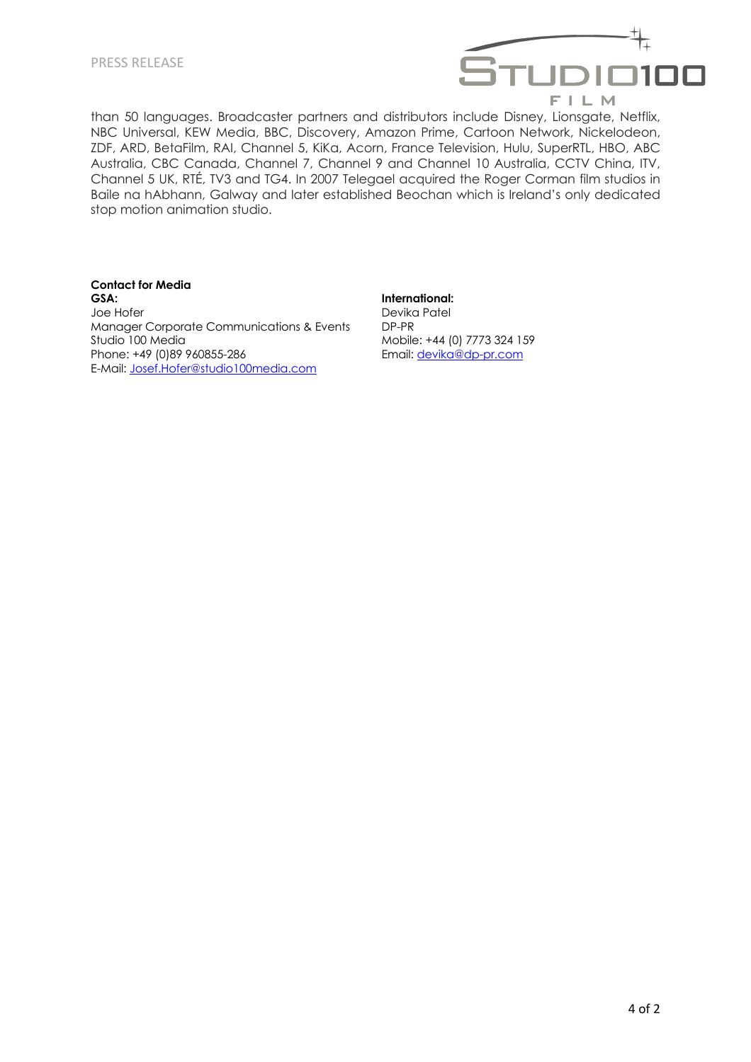than 50 languages. Broadcaster partners and distributors include Disney, Lionsgate, Netflix, NBC Universal, KEW Media, BBC, Discovery, Amazon Prime, Cartoon Network, Nickelodeon, ZDF, ARD, BetaFilm, RAI, Channel 5, KiKa, Acorn, France Television, Hulu, SuperRTL, HBO, ABC Australia, CBC Canada, Channel 7, Channel 9 and Channel 10 Australia, CCTV China, ITV, Channel 5 UK, RTÉ, TV3 and TG4. In 2007 Telegael acquired the Roger Corman film studios in Baile na hAbhann, Galway and later established Beochan which is Ireland's only dedicated stop motion animation studio.

**Contact for Media**

**GSA:**
Joe Hofer
Manager Corporate Communications & Events
Studio 100 Media
Phone: +49 (0)89 960855-286
E-Mail: Josef.Hofer@studio100media.com

**International:**
Devika Patel
DP-PR
Mobile: +44 (0) 7773 324 159
Email: devika@dp-pr.com